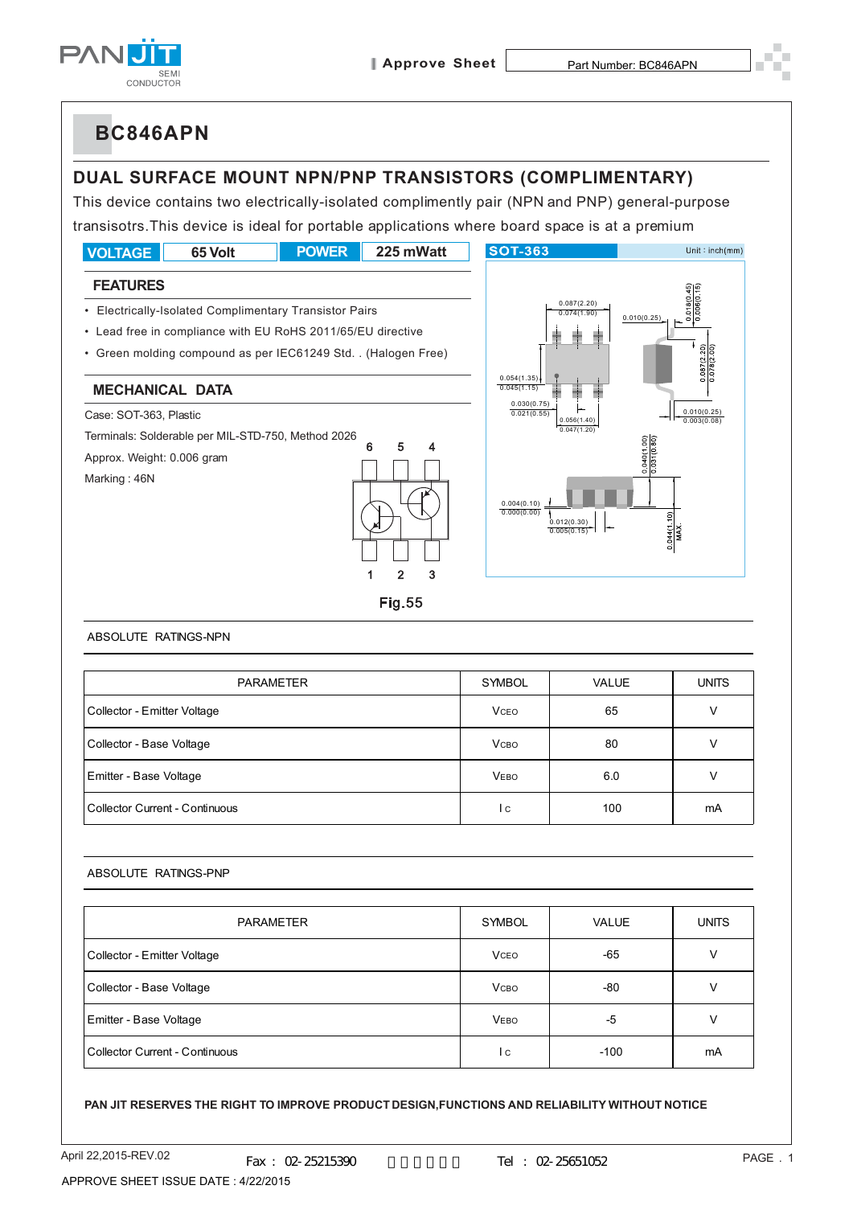# BC846APN

## DUAL SURFACE MOUNT NPN/PNP TRANSISTORS (COMPLIMENTARY)

This device contains two electrically-isolated compliemtly pair (NPN and PNP) general-purpose transisotrs.This device is ideal for portable applications where board space is at a premium

| VOLTAGE | 65 Volt | POWER | 225 mWatt |
|---|---|---|---|

SOT-363 Unit : inch(mm)

### FEATURES

- Electrically-Isolated Complimentary Transistor Pairs
- Lead free in compliance with EU RoHS 2011/65/EU directive
- Green molding compound as per IEC61249 Std. . (Halogen Free)

### MECHANICAL DATA

Case: SOT-363, Plastic

Terminals: Solderable per MIL-STD-750, Method 2026

Approx. Weight: 0.006 gram

Marking : 46N

Fig.55

ABSOLUTE RATINGS-NPN

| PARAMETER | SYMBOL | VALUE | UNITS |
|---|---|---|---|
| Collector - Emitter Voltage | $V_{CEO}$ | 65 | V |
| Collector - Base Voltage | $V_{CBO}$ | 80 | V |
| Emitter - Base Voltage | $V_{EBO}$ | 6.0 | V |
| Collector Current - Continuous | $I_C$ | 100 | mA |

ABSOLUTE RATINGS-PNP

| PARAMETER | SYMBOL | VALUE | UNITS |
|---|---|---|---|
| Collector - Emitter Voltage | $V_{CEO}$ | -65 | V |
| Collector - Base Voltage | $V_{CBO}$ | -80 | V |
| Emitter - Base Voltage | $V_{EBO}$ | -5 | V |
| Collector Current - Continuous | $I_C$ | -100 | mA |

**PAN JIT RESERVES THE RIGHT TO IMPROVE PRODUCT DESIGN,FUNCTIONS AND RELIABILITY WITHOUT NOTICE**

April 22,2015-REV.02

Fax : 02-25215390 Tel : 02-25651052

APPROVE SHEET ISSUE DATE : 4/22/2015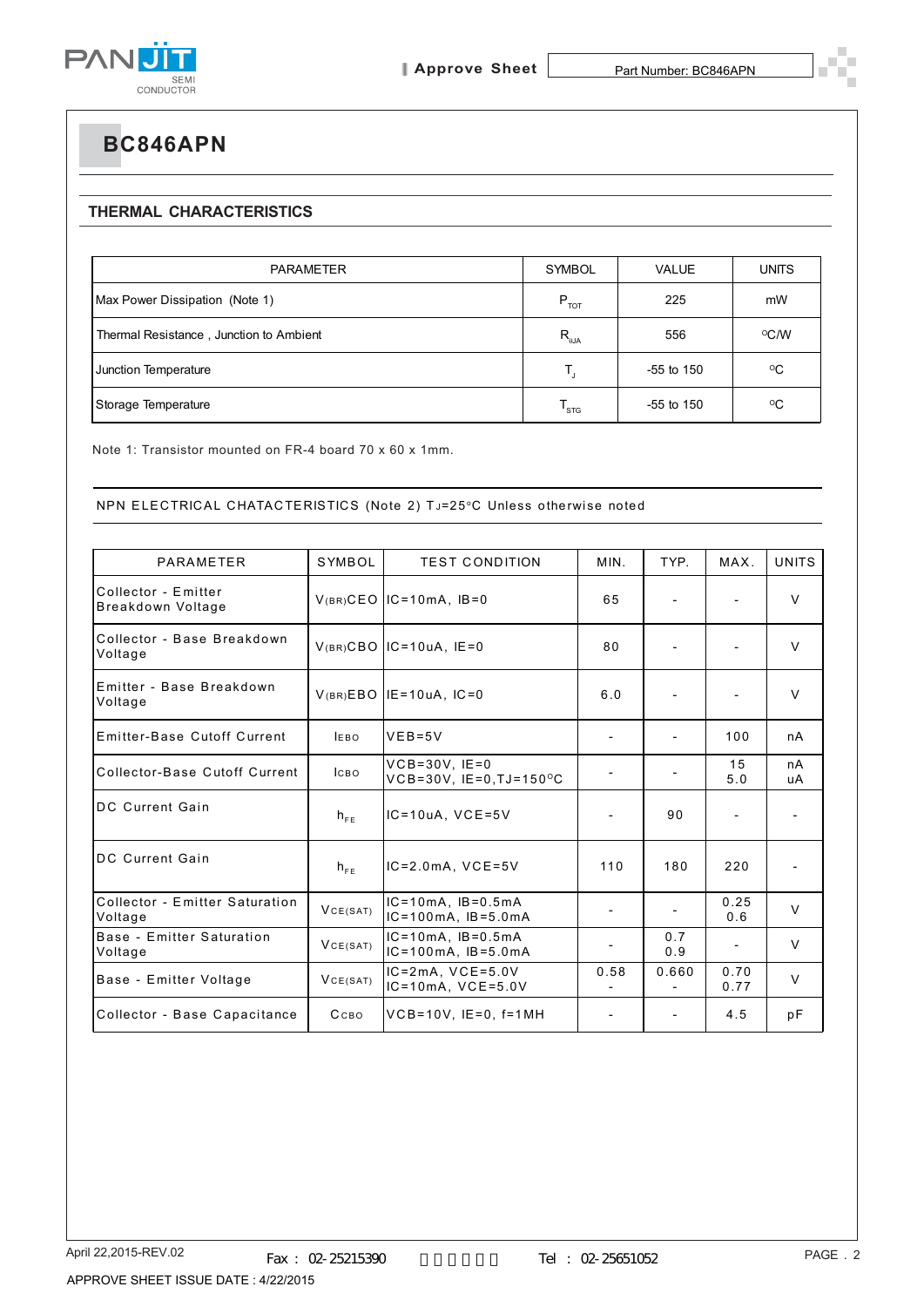# BC846APN

## THERMAL CHARACTERISTICS

| PARAMETER | SYMBOL | VALUE | UNITS |
|---|---|---|---|
| Max Power Dissipation (Note 1) | $P_{TOT}$ | 225 | mW |
| Thermal Resistance , Junction to Ambient | $R_{\theta JA}$ | 556 | °C/W |
| Junction Temperature | $T_J$ | -55 to 150 | °C |
| Storage Temperature | $T_{STG}$ | -55 to 150 | °C |

Note 1: Transistor mounted on FR-4 board 70 x 60 x 1mm.

NPN ELECTRICAL CHATACTERISTICS (Note 2) $T_J$=25°C Unless otherwise noted

| PARAMETER | SYMBOL | TEST CONDITION | MIN. | TYP. | MAX. | UNITS |
|---|---|---|---|---|---|---|
| Collector - Emitter Breakdown Voltage | $V_{(BR)CEO}$ | IC=10mA, IB=0 | 65 | - | - | V |
| Collector - Base Breakdown Voltage | $V_{(BR)CBO}$ | IC=10uA, IE=0 | 80 | - | - | V |
| Emitter - Base Breakdown Voltage | $V_{(BR)EBO}$ | IE=10uA, IC=0 | 6.0 | - | - | V |
| Emitter-Base Cutoff Current | $I_{EBO}$ | VEB=5V | - | - | 100 | nA |
| Collector-Base Cutoff Current | $I_{CBO}$ | VCB=30V, IE=0<br>VCB=30V, IE=0,TJ=150°C | - | - | 15<br>5.0 | nA<br>uA |
| DC Current Gain | $h_{FE}$ | IC=10uA, VCE=5V | - | 90 | - | - |
| DC Current Gain | $h_{FE}$ | IC=2.0mA, VCE=5V | 110 | 180 | 220 | - |
| Collector - Emitter Saturation Voltage | $V_{CE(SAT)}$ | IC=10mA, IB=0.5mA<br>IC=100mA, IB=5.0mA | - | - | 0.25<br>0.6 | V |
| Base - Emitter Saturation Voltage | $V_{CE(SAT)}$ | IC=10mA, IB=0.5mA<br>IC=100mA, IB=5.0mA | - | 0.7<br>0.9 | - | V |
| Base - Emitter Voltage | $V_{CE(SAT)}$ | IC=2mA, VCE=5.0V<br>IC=10mA, VCE=5.0V | 0.58<br>- | 0.660<br>- | 0.70<br>0.77 | V |
| Collector - Base Capacitance | $C_{CBO}$ | VCB=10V, IE=0, f=1MH | - | - | 4.5 | pF |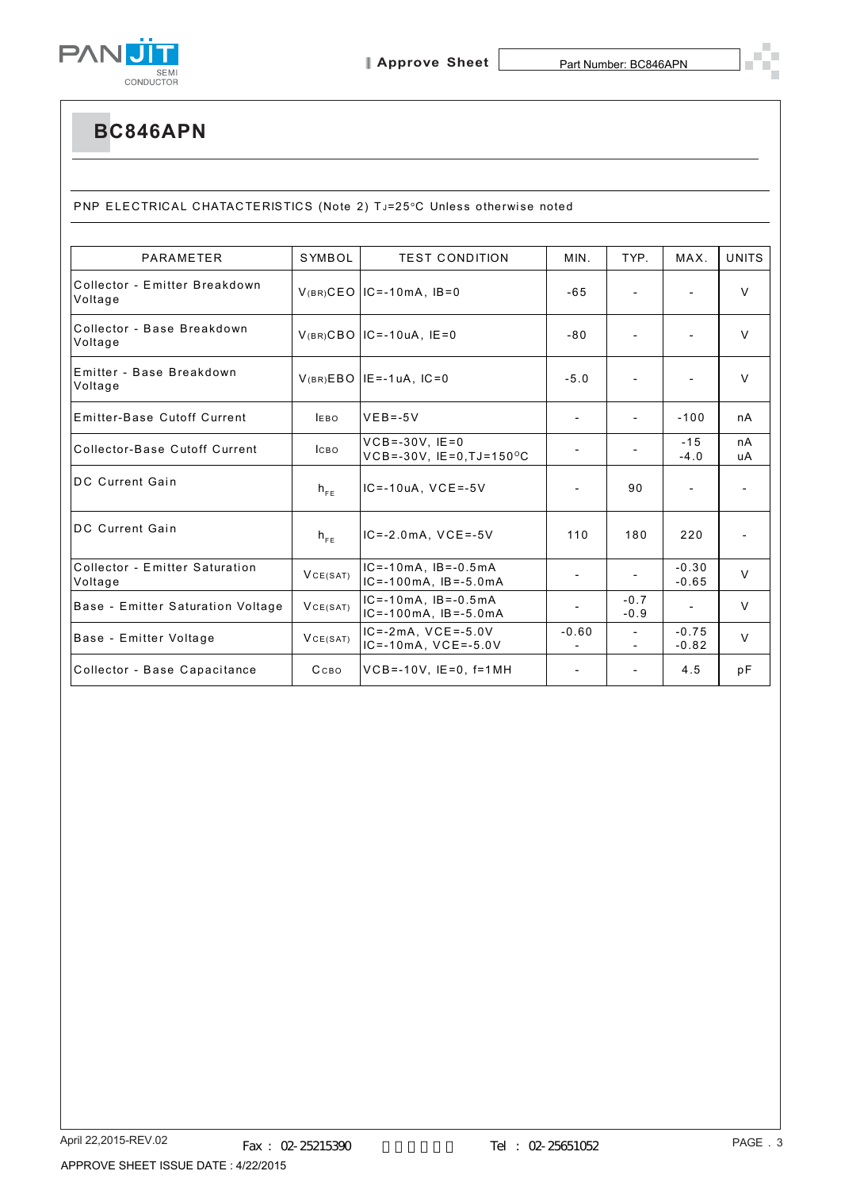# BC846APN

PNP ELECTRICAL CHATACTERISTICS (Note 2) $T_J$=25°C Unless otherwise noted

| PARAMETER | SYMBOL | TEST CONDITION | MIN. | TYP. | MAX. | UNITS |
|---|---|---|---|---|---|---|
| Collector - Emitter Breakdown Voltage | $V_{(BR)CEO}$ | IC=-10mA, IB=0 | -65 | - | - | V |
| Collector - Base Breakdown Voltage | $V_{(BR)CBO}$ | IC=-10uA, IE=0 | -80 | - | - | V |
| Emitter - Base Breakdown Voltage | $V_{(BR)EBO}$ | IE=-1uA, IC=0 | -5.0 | - | - | V |
| Emitter-Base Cutoff Current | $I_{EBO}$ | VEB=-5V | - | - | -100 | nA |
| Collector-Base Cutoff Current | $I_{CBO}$ | VCB=-30V, IE=0<br>VCB=-30V, IE=0,TJ=150°C | - | - | -15<br>-4.0 | nA<br>uA |
| DC Current Gain | $h_{FE}$ | IC=-10uA, VCE=-5V | - | 90 | - | - |
| DC Current Gain | $h_{FE}$ | IC=-2.0mA, VCE=-5V | 110 | 180 | 220 | - |
| Collector - Emitter Saturation Voltage | $V_{CE(SAT)}$ | IC=-10mA, IB=-0.5mA<br>IC=-100mA, IB=-5.0mA | - | - | -0.30<br>-0.65 | V |
| Base - Emitter Saturation Voltage | $V_{CE(SAT)}$ | IC=-10mA, IB=-0.5mA<br>IC=-100mA, IB=-5.0mA | - | -0.7<br>-0.9 | - | V |
| Base - Emitter Voltage | $V_{CE(SAT)}$ | IC=-2mA, VCE=-5.0V<br>IC=-10mA, VCE=-5.0V | -0.60<br>- | -<br>- | -0.75<br>-0.82 | V |
| Collector - Base Capacitance | $C_{CBO}$ | VCB=-10V, IE=0, f=1MH | - | - | 4.5 | pF |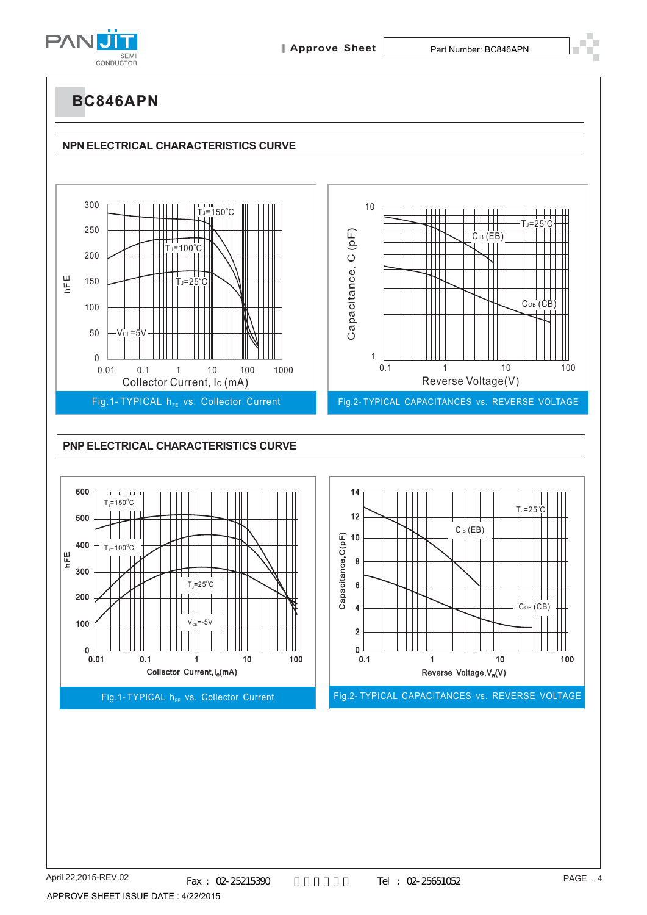# BC846APN

## NPN ELECTRICAL CHARACTERISTICS CURVE

Fig.1- TYPICAL $h_{FE}$ vs. Collector Current

Fig.2- TYPICAL CAPACITANCES vs. REVERSE VOLTAGE

## PNP ELECTRICAL CHARACTERISTICS CURVE

Fig.1- TYPICAL $h_{FE}$ vs. Collector Current

Fig.2- TYPICAL CAPACITANCES vs. REVERSE VOLTAGE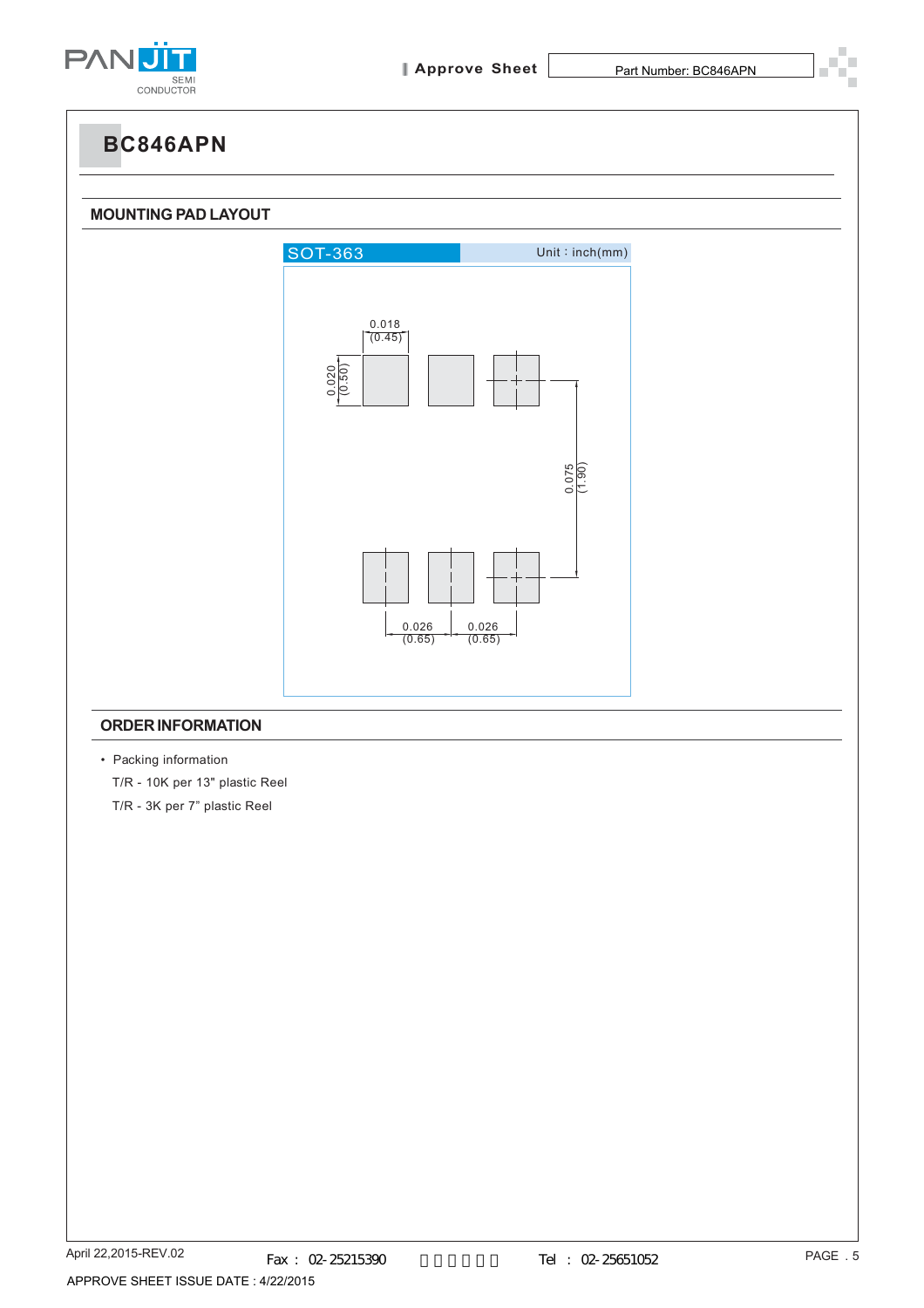# BC846APN

## MOUNTING PAD LAYOUT

SOT-363

Unit : inch(mm)

0.018
(0.45)

0.020
(0.50)

0.075
(1.90)

0.026
(0.65)

0.026
(0.65)

## ORDER INFORMATION

- Packing information

  T/R - 10K per 13" plastic Reel

  T/R - 3K per 7" plastic Reel